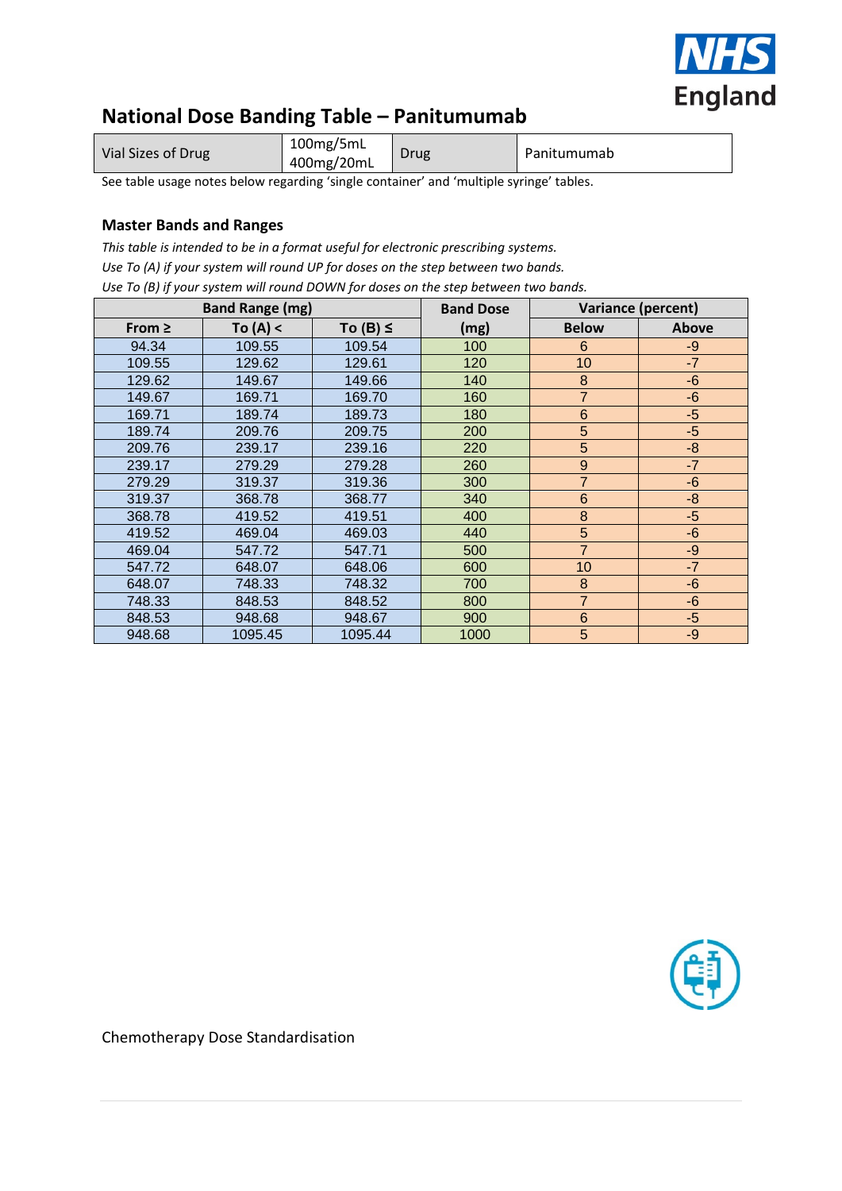# National Dose Banding Table – Panitumumab

| Vial Sizes of Drug | 100mg/5mL 400mg/20mL | Drug | Panitumumab |
|---|---|---|---|

See table usage notes below regarding 'single container' and 'multiple syringe' tables.

## Master Bands and Ranges

*This table is intended to be in a format useful for electronic prescribing systems.*
*Use To (A) if your system will round UP for doses on the step between two bands.*
*Use To (B) if your system will round DOWN for doses on the step between two bands.*

| Band Range (mg) | | | Band Dose | Variance (percent) | |
|---|---|---|---|---|---|
| From ≥ | To (A) < | To (B) ≤ | (mg) | Below | Above |
| 94.34 | 109.55 | 109.54 | 100 | 6 | -9 |
| 109.55 | 129.62 | 129.61 | 120 | 10 | -7 |
| 129.62 | 149.67 | 149.66 | 140 | 8 | -6 |
| 149.67 | 169.71 | 169.70 | 160 | 7 | -6 |
| 169.71 | 189.74 | 189.73 | 180 | 6 | -5 |
| 189.74 | 209.76 | 209.75 | 200 | 5 | -5 |
| 209.76 | 239.17 | 239.16 | 220 | 5 | -8 |
| 239.17 | 279.29 | 279.28 | 260 | 9 | -7 |
| 279.29 | 319.37 | 319.36 | 300 | 7 | -6 |
| 319.37 | 368.78 | 368.77 | 340 | 6 | -8 |
| 368.78 | 419.52 | 419.51 | 400 | 8 | -5 |
| 419.52 | 469.04 | 469.03 | 440 | 5 | -6 |
| 469.04 | 547.72 | 547.71 | 500 | 7 | -9 |
| 547.72 | 648.07 | 648.06 | 600 | 10 | -7 |
| 648.07 | 748.33 | 748.32 | 700 | 8 | -6 |
| 748.33 | 848.53 | 848.52 | 800 | 7 | -6 |
| 848.53 | 948.68 | 948.67 | 900 | 6 | -5 |
| 948.68 | 1095.45 | 1095.44 | 1000 | 5 | -9 |

Chemotherapy Dose Standardisation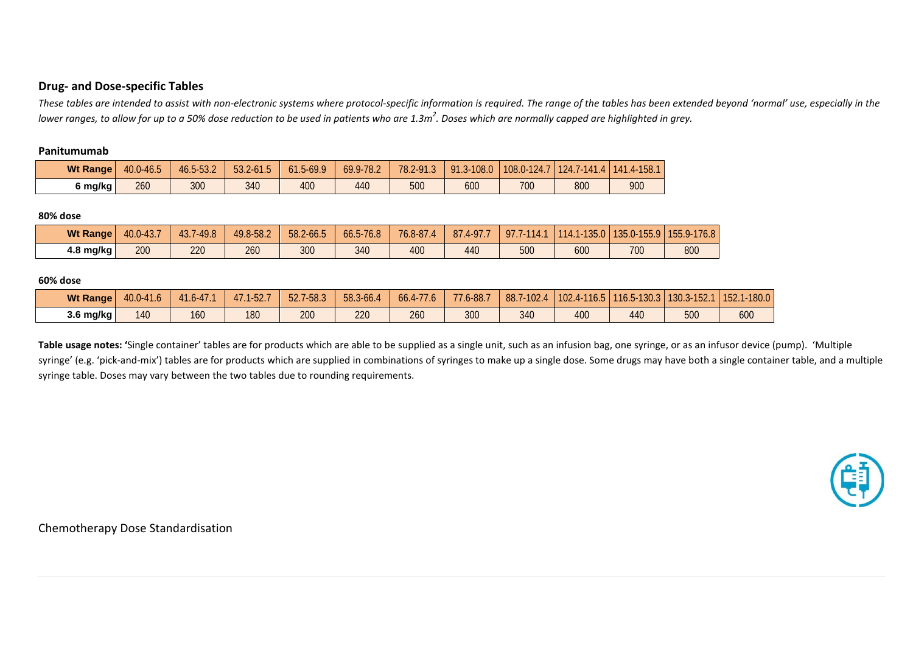### Drug- and Dose-specific Tables

*These tables are intended to assist with non-electronic systems where protocol-specific information is required. The range of the tables has been extended beyond 'normal' use, especially in the lower ranges, to allow for up to a 50% dose reduction to be used in patients who are 1.3m². Doses which are normally capped are highlighted in grey.*

**Panitumumab**

| Wt Range | 40.0-46.5 | 46.5-53.2 | 53.2-61.5 | 61.5-69.9 | 69.9-78.2 | 78.2-91.3 | 91.3-108.0 | 108.0-124.7 | 124.7-141.4 | 141.4-158.1 |
|---|---|---|---|---|---|---|---|---|---|---|
| **6 mg/kg** | 260 | 300 | 340 | 400 | 440 | 500 | 600 | 700 | 800 | 900 |

**80% dose**

| Wt Range | 40.0-43.7 | 43.7-49.8 | 49.8-58.2 | 58.2-66.5 | 66.5-76.8 | 76.8-87.4 | 87.4-97.7 | 97.7-114.1 | 114.1-135.0 | 135.0-155.9 | 155.9-176.8 |
|---|---|---|---|---|---|---|---|---|---|---|---|
| **4.8 mg/kg** | 200 | 220 | 260 | 300 | 340 | 400 | 440 | 500 | 600 | 700 | 800 |

**60% dose**

| Wt Range | 40.0-41.6 | 41.6-47.1 | 47.1-52.7 | 52.7-58.3 | 58.3-66.4 | 66.4-77.6 | 77.6-88.7 | 88.7-102.4 | 102.4-116.5 | 116.5-130.3 | 130.3-152.1 | 152.1-180.0 |
|---|---|---|---|---|---|---|---|---|---|---|---|---|
| **3.6 mg/kg** | 140 | 160 | 180 | 200 | 220 | 260 | 300 | 340 | 400 | 440 | 500 | 600 |

**Table usage notes:** 'Single container' tables are for products which are able to be supplied as a single unit, such as an infusion bag, one syringe, or as an infusor device (pump). 'Multiple syringe' (e.g. 'pick-and-mix') tables are for products which are supplied in combinations of syringes to make up a single dose. Some drugs may have both a single container table, and a multiple syringe table. Doses may vary between the two tables due to rounding requirements.